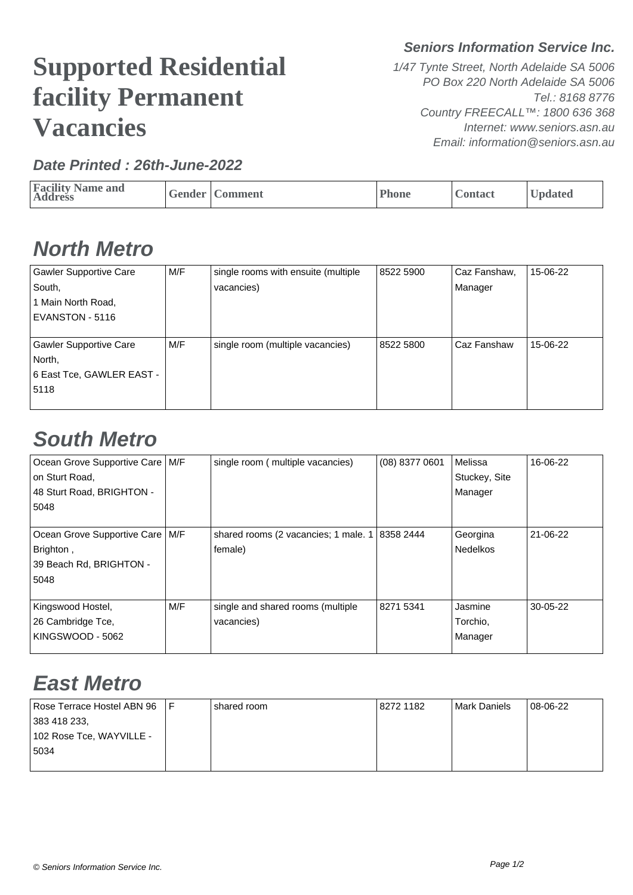# Supported Residential facility Permanent Vacancies

**Seniors Information Service Inc.**

*1/47 Tynte Street, North Adelaide SA 5006*
*PO Box 220 North Adelaide SA 5006*
*Tel.: 8168 8776*
*Country FREECALL™: 1800 636 368*
*Internet: www.seniors.asn.au*
*Email: information@seniors.asn.au*

**Date Printed : 26th-June-2022**

| Facility Name and Address | Gender | Comment | Phone | Contact | Updated |
|---|---|---|---|---|---|

## North Metro

| Facility Name and Address | Gender | Comment | Phone | Contact | Updated |
|---|---|---|---|---|---|
| Gawler Supportive Care South, 1 Main North Road, EVANSTON - 5116 | M/F | single rooms with ensuite (multiple vacancies) | 8522 5900 | Caz Fanshaw, Manager | 15-06-22 |
| Gawler Supportive Care North, 6 East Tce, GAWLER EAST - 5118 | M/F | single room (multiple vacancies) | 8522 5800 | Caz Fanshaw | 15-06-22 |

## South Metro

| Facility Name and Address | Gender | Comment | Phone | Contact | Updated |
|---|---|---|---|---|---|
| Ocean Grove Supportive Care on Sturt Road, 48 Sturt Road, BRIGHTON - 5048 | M/F | single room ( multiple vacancies) | (08) 8377 0601 | Melissa Stuckey, Site Manager | 16-06-22 |
| Ocean Grove Supportive Care Brighton , 39 Beach Rd, BRIGHTON - 5048 | M/F | shared rooms (2 vacancies; 1 male. 1 female) | 8358 2444 | Georgina Nedelkos | 21-06-22 |
| Kingswood Hostel, 26 Cambridge Tce, KINGSWOOD - 5062 | M/F | single and shared rooms (multiple vacancies) | 8271 5341 | Jasmine Torchio, Manager | 30-05-22 |

## East Metro

| Facility Name and Address | Gender | Comment | Phone | Contact | Updated |
|---|---|---|---|---|---|
| Rose Terrace Hostel ABN 96 383 418 233, 102 Rose Tce, WAYVILLE - 5034 | F | shared room | 8272 1182 | Mark Daniels | 08-06-22 |

© Seniors Information Service Inc.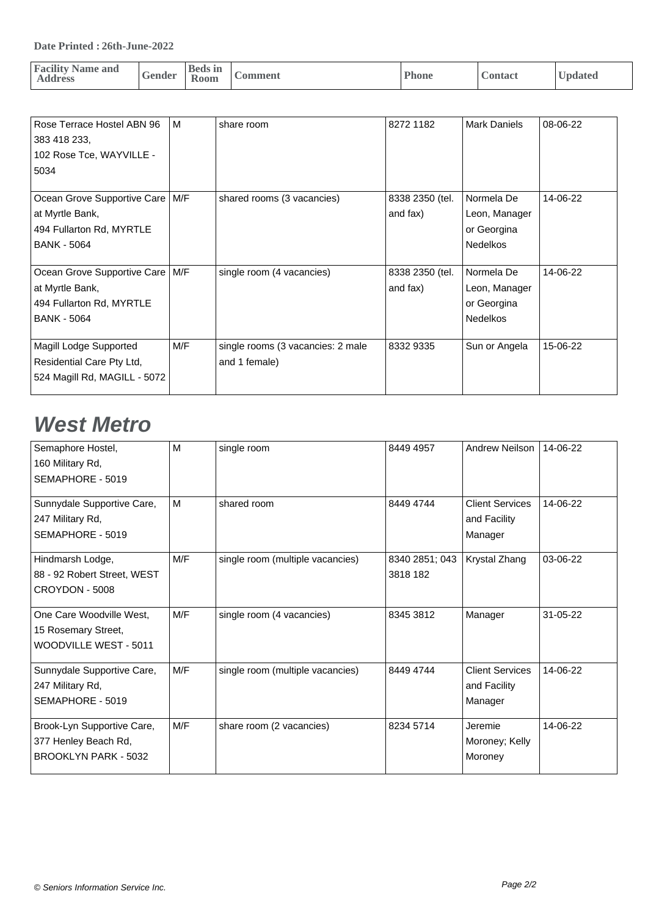**Date Printed : 26th-June-2022**

| Facility Name and Address | Gender | Beds in Room | Comment | Phone | Contact | Updated |
|---|---|---|---|---|---|---|
| Rose Terrace Hostel ABN 96 383 418 233, 102 Rose Tce, WAYVILLE - 5034 | M | | share room | 8272 1182 | Mark Daniels | 08-06-22 |
| Ocean Grove Supportive Care at Myrtle Bank, 494 Fullarton Rd, MYRTLE BANK - 5064 | M/F | | shared rooms (3 vacancies) | 8338 2350 (tel. and fax) | Normela De Leon, Manager or Georgina Nedelkos | 14-06-22 |
| Ocean Grove Supportive Care at Myrtle Bank, 494 Fullarton Rd, MYRTLE BANK - 5064 | M/F | | single room (4 vacancies) | 8338 2350 (tel. and fax) | Normela De Leon, Manager or Georgina Nedelkos | 14-06-22 |
| Magill Lodge Supported Residential Care Pty Ltd, 524 Magill Rd, MAGILL - 5072 | M/F | | single rooms (3 vacancies: 2 male and 1 female) | 8332 9335 | Sun or Angela | 15-06-22 |

## West Metro

| | | | | | | |
|---|---|---|---|---|---|---|
| Semaphore Hostel, 160 Military Rd, SEMAPHORE - 5019 | M | | single room | 8449 4957 | Andrew Neilson | 14-06-22 |
| Sunnydale Supportive Care, 247 Military Rd, SEMAPHORE - 5019 | M | | shared room | 8449 4744 | Client Services and Facility Manager | 14-06-22 |
| Hindmarsh Lodge, 88 - 92 Robert Street, WEST CROYDON - 5008 | M/F | | single room (multiple vacancies) | 8340 2851; 043 3818 182 | Krystal Zhang | 03-06-22 |
| One Care Woodville West, 15 Rosemary Street, WOODVILLE WEST - 5011 | M/F | | single room (4 vacancies) | 8345 3812 | Manager | 31-05-22 |
| Sunnydale Supportive Care, 247 Military Rd, SEMAPHORE - 5019 | M/F | | single room (multiple vacancies) | 8449 4744 | Client Services and Facility Manager | 14-06-22 |
| Brook-Lyn Supportive Care, 377 Henley Beach Rd, BROOKLYN PARK - 5032 | M/F | | share room (2 vacancies) | 8234 5714 | Jeremie Moroney; Kelly Moroney | 14-06-22 |

© Seniors Information Service Inc.